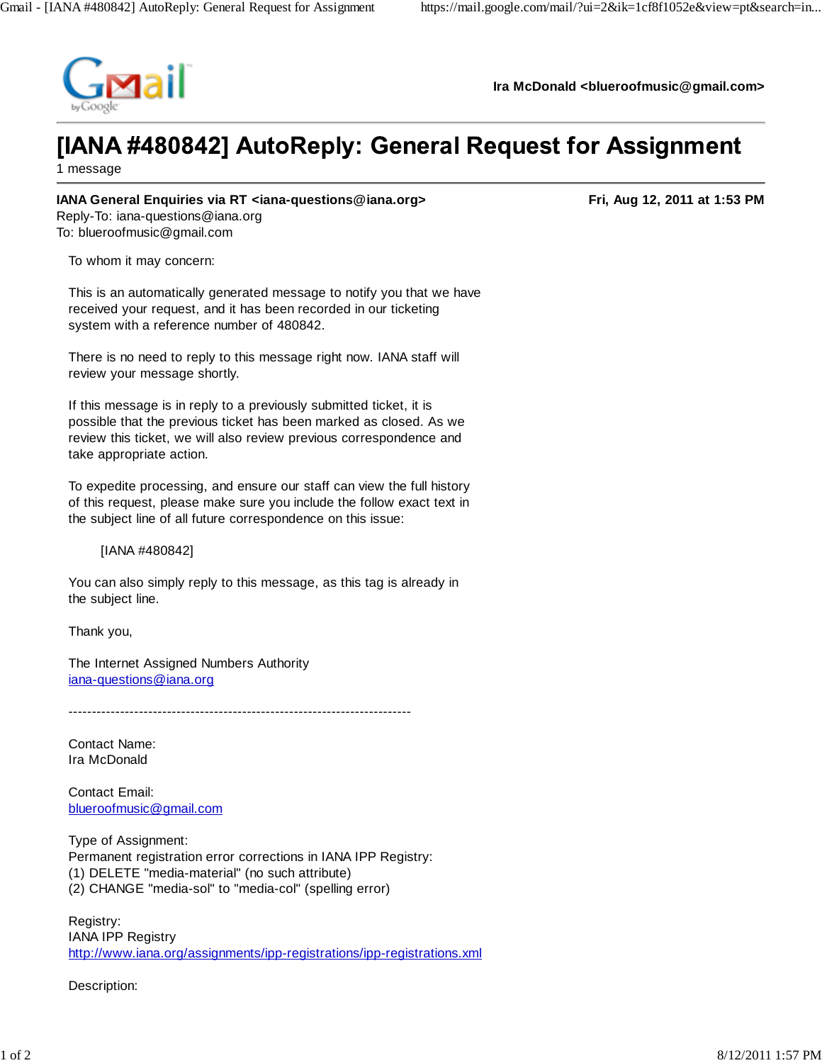Gmail

**Ira McDonald <blueroofmusic@gmail.com>**

# [IANA #480842] AutoReply: General Request for Assignment

1 message

**IANA General Enquiries via RT <iana-questions@iana.org>** **Fri, Aug 12, 2011 at 1:53 PM**
Reply-To: iana-questions@iana.org
To: blueroofmusic@gmail.com

To whom it may concern:

This is an automatically generated message to notify you that we have received your request, and it has been recorded in our ticketing system with a reference number of 480842.

There is no need to reply to this message right now. IANA staff will review your message shortly.

If this message is in reply to a previously submitted ticket, it is possible that the previous ticket has been marked as closed. As we review this ticket, we will also review previous correspondence and take appropriate action.

To expedite processing, and ensure our staff can view the full history of this request, please make sure you include the follow exact text in the subject line of all future correspondence on this issue:

    [IANA #480842]

You can also simply reply to this message, as this tag is already in the subject line.

Thank you,

The Internet Assigned Numbers Authority
iana-questions@iana.org

-------------------------------------------------------------------------

Contact Name:
Ira McDonald

Contact Email:
blueroofmusic@gmail.com

Type of Assignment:
Permanent registration error corrections in IANA IPP Registry:
(1) DELETE "media-material" (no such attribute)
(2) CHANGE "media-sol" to "media-col" (spelling error)

Registry:
IANA IPP Registry
http://www.iana.org/assignments/ipp-registrations/ipp-registrations.xml

Description: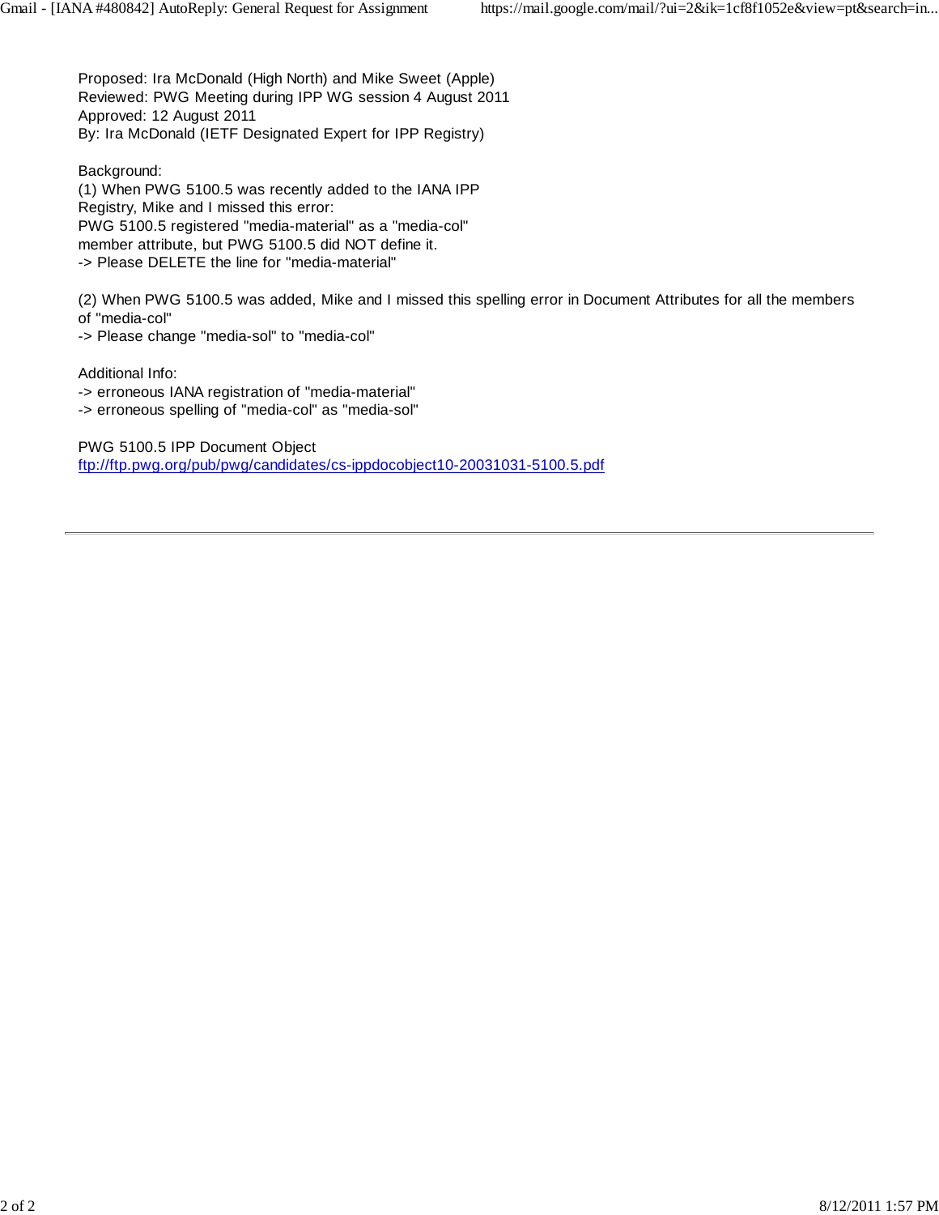Proposed: Ira McDonald (High North) and Mike Sweet (Apple)
Reviewed: PWG Meeting during IPP WG session 4 August 2011
Approved: 12 August 2011
By: Ira McDonald (IETF Designated Expert for IPP Registry)

Background:
(1) When PWG 5100.5 was recently added to the IANA IPP
Registry, Mike and I missed this error:
PWG 5100.5 registered "media-material" as a "media-col"
member attribute, but PWG 5100.5 did NOT define it.
-> Please DELETE the line for "media-material"

(2) When PWG 5100.5 was added, Mike and I missed this spelling error in Document Attributes for all the members of "media-col"
-> Please change "media-sol" to "media-col"

Additional Info:
-> erroneous IANA registration of "media-material"
-> erroneous spelling of "media-col" as "media-sol"

PWG 5100.5 IPP Document Object
ftp://ftp.pwg.org/pub/pwg/candidates/cs-ippdocobject10-20031031-5100.5.pdf

---